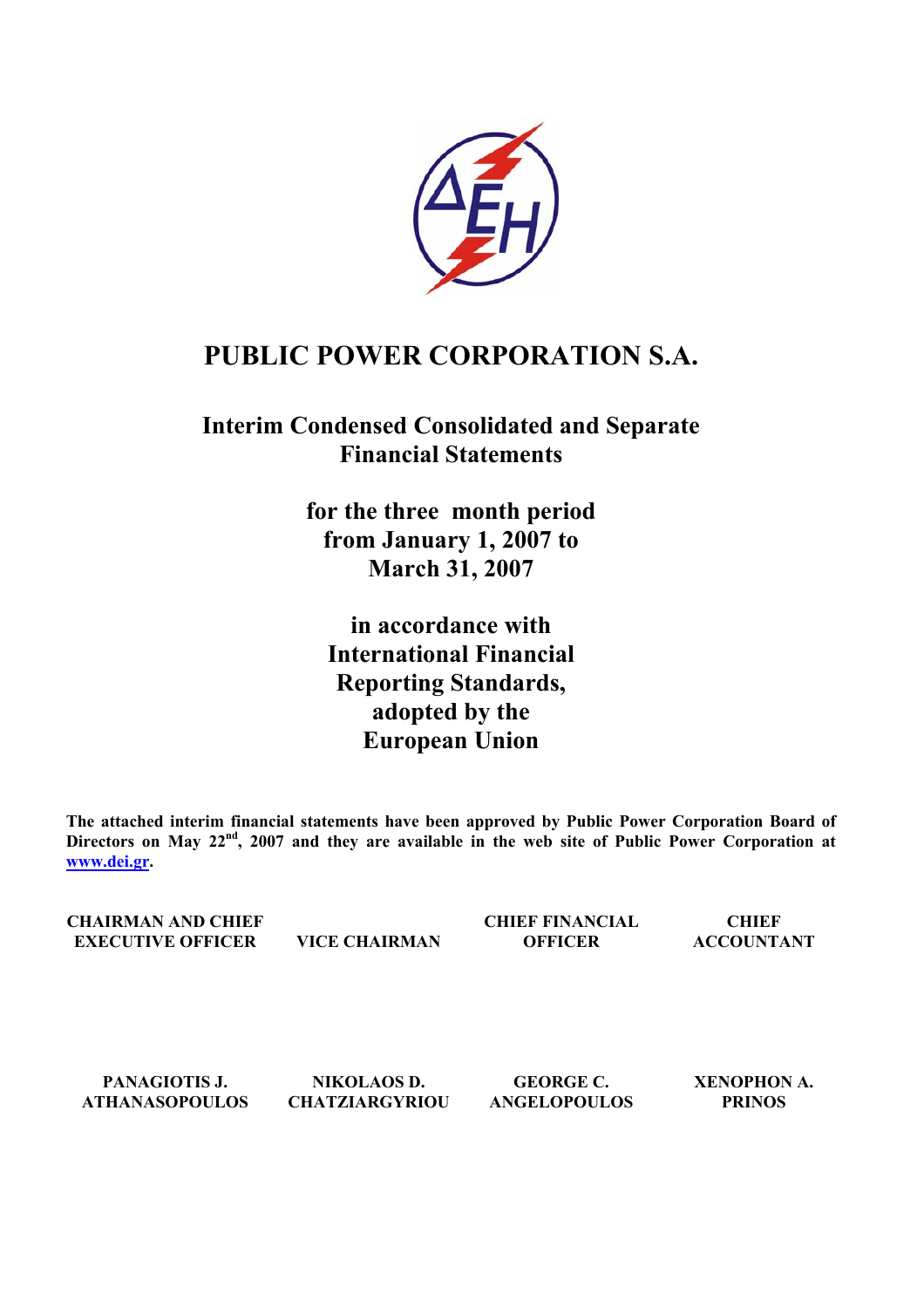# PUBLIC POWER CORPORATION S.A.

## Interim Condensed Consolidated and Separate Financial Statements

### for the three month period from January 1, 2007 to March 31, 2007

### in accordance with International Financial Reporting Standards, adopted by the European Union

**The attached interim financial statements have been approved by Public Power Corporation Board of Directors on May 22nd, 2007 and they are available in the web site of Public Power Corporation at [www.dei.gr](http://www.dei.gr).**

| CHAIRMAN AND CHIEF EXECUTIVE OFFICER | VICE CHAIRMAN | CHIEF FINANCIAL OFFICER | CHIEF ACCOUNTANT |
|---|---|---|---|
| PANAGIOTIS J. ATHANASOPOULOS | NIKOLAOS D. CHATZIARGYRIOU | GEORGE C. ANGELOPOULOS | XENOPHON A. PRINOS |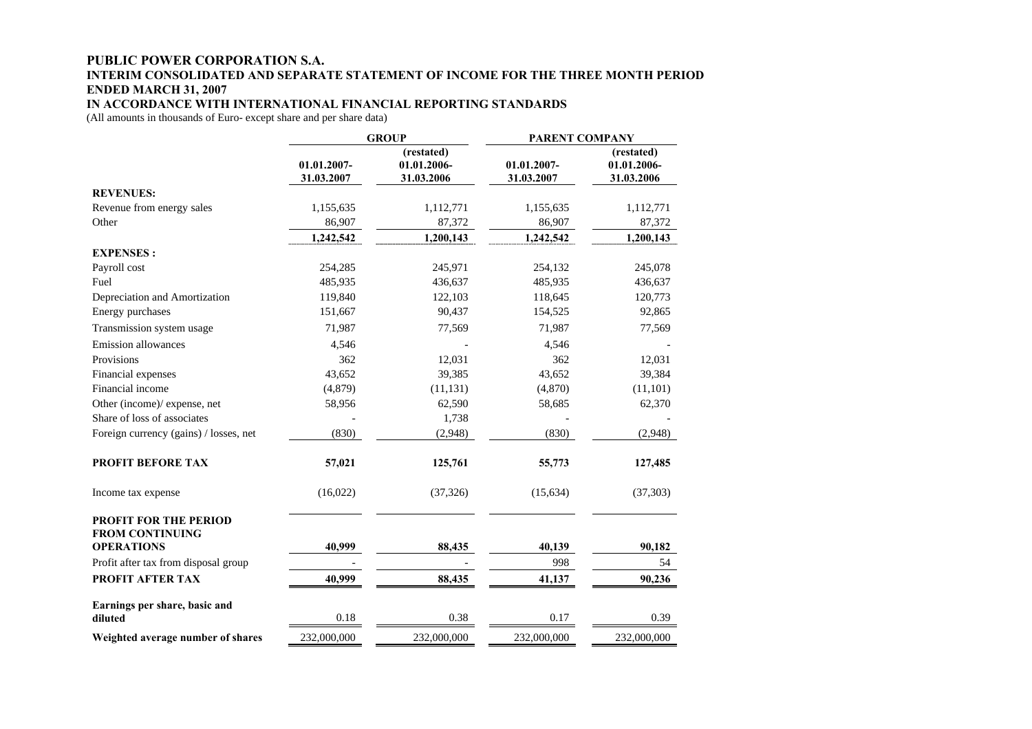# PUBLIC POWER CORPORATION S.A.

## INTERIM CONSOLIDATED AND SEPARATE STATEMENT OF INCOME FOR THE THREE MONTH PERIOD ENDED MARCH 31, 2007

## IN ACCORDANCE WITH INTERNATIONAL FINANCIAL REPORTING STANDARDS

(All amounts in thousands of Euro- except share and per share data)

| | GROUP | | PARENT COMPANY | |
|---|---|---|---|---|
| | 01.01.2007-31.03.2007 | (restated) 01.01.2006-31.03.2006 | 01.01.2007-31.03.2007 | (restated) 01.01.2006-31.03.2006 |
| **REVENUES:** | | | | |
| Revenue from energy sales | 1,155,635 | 1,112,771 | 1,155,635 | 1,112,771 |
| Other | 86,907 | 87,372 | 86,907 | 87,372 |
| | **1,242,542** | **1,200,143** | **1,242,542** | **1,200,143** |
| **EXPENSES :** | | | | |
| Payroll cost | 254,285 | 245,971 | 254,132 | 245,078 |
| Fuel | 485,935 | 436,637 | 485,935 | 436,637 |
| Depreciation and Amortization | 119,840 | 122,103 | 118,645 | 120,773 |
| Energy purchases | 151,667 | 90,437 | 154,525 | 92,865 |
| Transmission system usage | 71,987 | 77,569 | 71,987 | 77,569 |
| Emission allowances | 4,546 | - | 4,546 | - |
| Provisions | 362 | 12,031 | 362 | 12,031 |
| Financial expenses | 43,652 | 39,385 | 43,652 | 39,384 |
| Financial income | (4,879) | (11,131) | (4,870) | (11,101) |
| Other (income)/ expense, net | 58,956 | 62,590 | 58,685 | 62,370 |
| Share of loss of associates | - | 1,738 | - | - |
| Foreign currency (gains) / losses, net | (830) | (2,948) | (830) | (2,948) |
| **PROFIT BEFORE TAX** | **57,021** | **125,761** | **55,773** | **127,485** |
| Income tax expense | (16,022) | (37,326) | (15,634) | (37,303) |
| **PROFIT FOR THE PERIOD FROM CONTINUING OPERATIONS** | **40,999** | **88,435** | **40,139** | **90,182** |
| Profit after tax from disposal group | - | - | 998 | 54 |
| **PROFIT AFTER TAX** | **40,999** | **88,435** | **41,137** | **90,236** |
| **Earnings per share, basic and diluted** | 0.18 | 0.38 | 0.17 | 0.39 |
| **Weighted average number of shares** | 232,000,000 | 232,000,000 | 232,000,000 | 232,000,000 |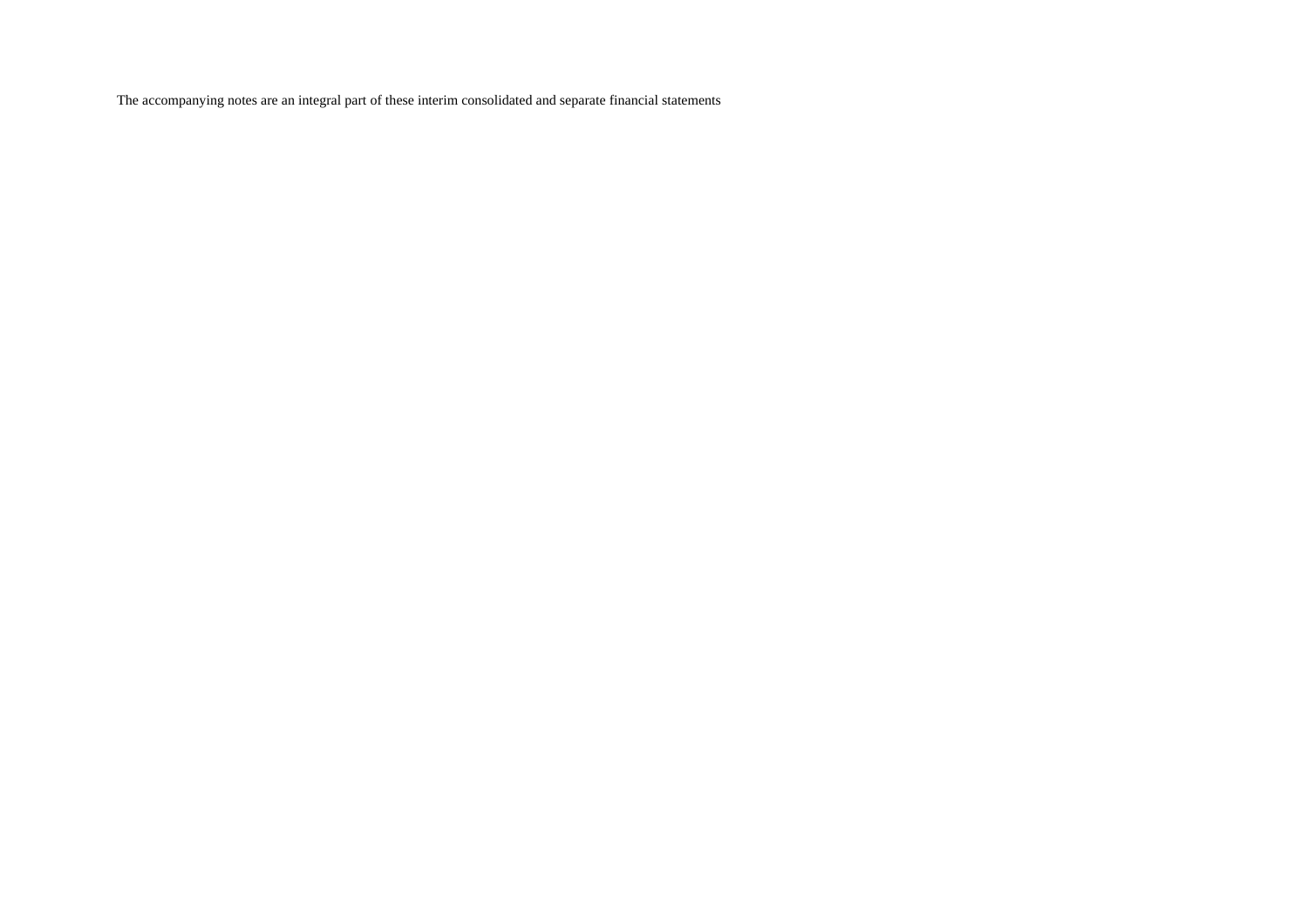The accompanying notes are an integral part of these interim consolidated and separate financial statements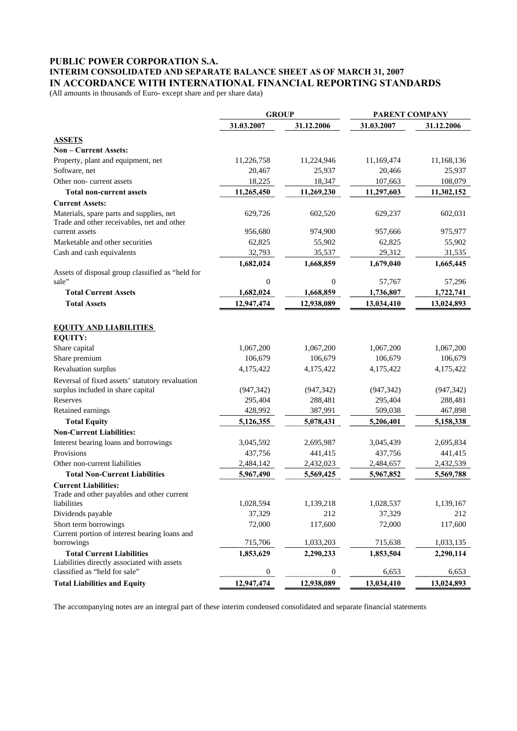# PUBLIC POWER CORPORATION S.A.
## INTERIM CONSOLIDATED AND SEPARATE BALANCE SHEET AS OF MARCH 31, 2007
## IN ACCORDANCE WITH INTERNATIONAL FINANCIAL REPORTING STANDARDS

(All amounts in thousands of Euro- except share and per share data)

| | GROUP | | PARENT COMPANY | |
|---|---|---|---|---|
| | 31.03.2007 | 31.12.2006 | 31.03.2007 | 31.12.2006 |
| **ASSETS** | | | | |
| **Non – Current Assets:** | | | | |
| Property, plant and equipment, net | 11,226,758 | 11,224,946 | 11,169,474 | 11,168,136 |
| Software, net | 20,467 | 25,937 | 20,466 | 25,937 |
| Other non- current assets | 18,225 | 18,347 | 107,663 | 108,079 |
| **Total non-current assets** | **11,265,450** | **11,269,230** | **11,297,603** | **11,302,152** |
| **Current Assets:** | | | | |
| Materials, spare parts and supplies, net | 629,726 | 602,520 | 629,237 | 602,031 |
| Trade and other receivables, net and other current assets | 956,680 | 974,900 | 957,666 | 975,977 |
| Marketable and other securities | 62,825 | 55,902 | 62,825 | 55,902 |
| Cash and cash equivalents | 32,793 | 35,537 | 29,312 | 31,535 |
| | **1,682,024** | **1,668,859** | **1,679,040** | **1,665,445** |
| Assets of disposal group classified as "held for sale" | 0 | 0 | 57,767 | 57,296 |
| **Total Current Assets** | **1,682,024** | **1,668,859** | **1,736,807** | **1,722,741** |
| **Total Assets** | **12,947,474** | **12,938,089** | **13,034,410** | **13,024,893** |
| **EQUITY AND LIABILITIES** | | | | |
| **EQUITY:** | | | | |
| Share capital | 1,067,200 | 1,067,200 | 1,067,200 | 1,067,200 |
| Share premium | 106,679 | 106,679 | 106,679 | 106,679 |
| Revaluation surplus | 4,175,422 | 4,175,422 | 4,175,422 | 4,175,422 |
| Reversal of fixed assets' statutory revaluation surplus included in share capital | (947,342) | (947,342) | (947,342) | (947,342) |
| Reserves | 295,404 | 288,481 | 295,404 | 288,481 |
| Retained earnings | 428,992 | 387,991 | 509,038 | 467,898 |
| **Total Equity** | **5,126,355** | **5,078,431** | **5,206,401** | **5,158,338** |
| **Non-Current Liabilities:** | | | | |
| Interest bearing loans and borrowings | 3,045,592 | 2,695,987 | 3,045,439 | 2,695,834 |
| Provisions | 437,756 | 441,415 | 437,756 | 441,415 |
| Other non-current liabilities | 2,484,142 | 2,432,023 | 2,484,657 | 2,432,539 |
| **Total Non-Current Liabilities** | **5,967,490** | **5,569,425** | **5,967,852** | **5,569,788** |
| **Current Liabilities:** | | | | |
| Trade and other payables and other current liabilities | 1,028,594 | 1,139,218 | 1,028,537 | 1,139,167 |
| Dividends payable | 37,329 | 212 | 37,329 | 212 |
| Short term borrowings | 72,000 | 117,600 | 72,000 | 117,600 |
| Current portion of interest bearing loans and borrowings | 715,706 | 1,033,203 | 715,638 | 1,033,135 |
| **Total Current Liabilities** | **1,853,629** | **2,290,233** | **1,853,504** | **2,290,114** |
| Liabilities directly associated with assets classified as "held for sale" | 0 | 0 | 6,653 | 6,653 |
| **Total Liabilities and Equity** | **12,947,474** | **12,938,089** | **13,034,410** | **13,024,893** |

The accompanying notes are an integral part of these interim condensed consolidated and separate financial statements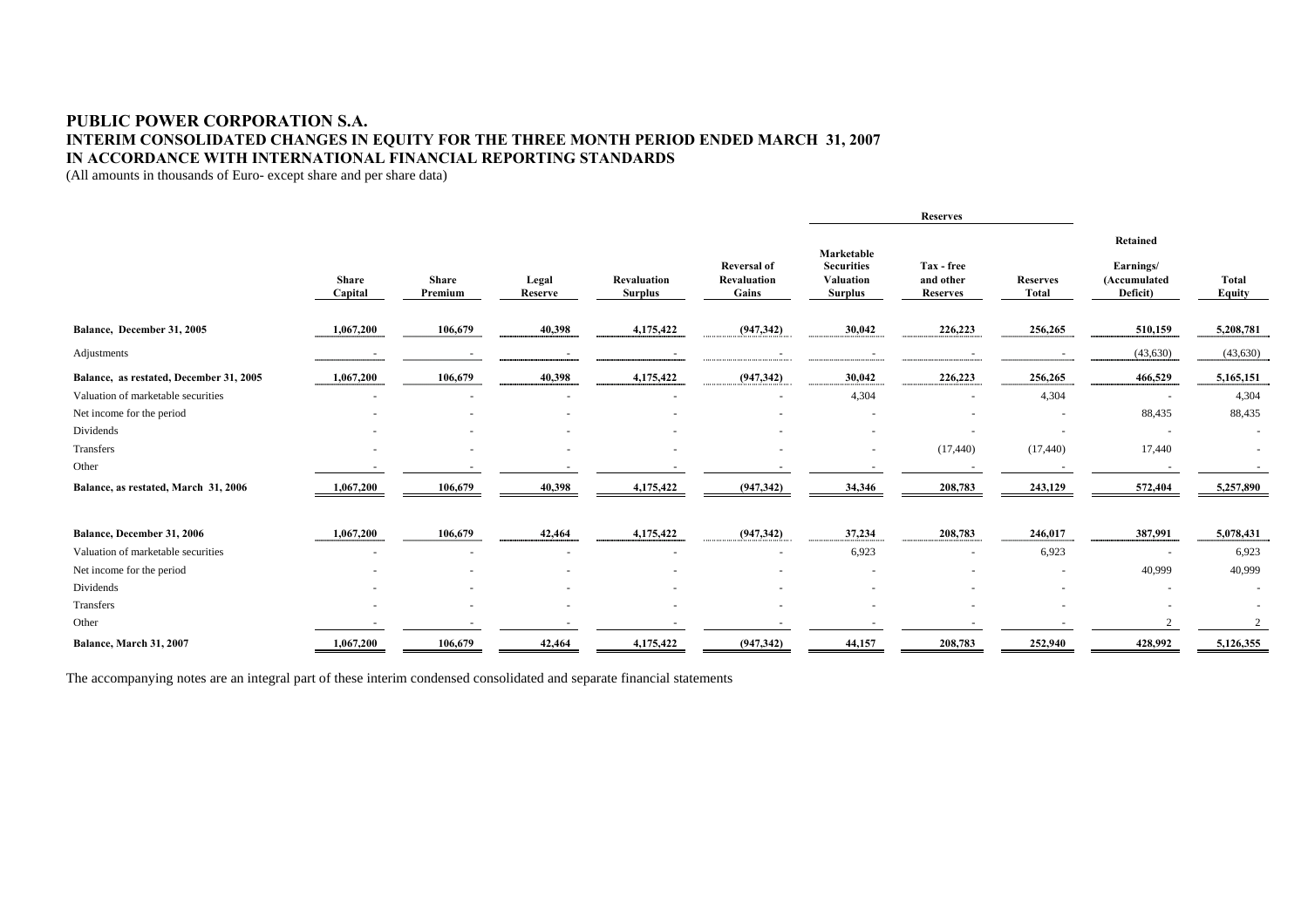# PUBLIC POWER CORPORATION S.A.
## INTERIM CONSOLIDATED CHANGES IN EQUITY FOR THE THREE MONTH PERIOD ENDED MARCH 31, 2007
## IN ACCORDANCE WITH INTERNATIONAL FINANCIAL REPORTING STANDARDS

(All amounts in thousands of Euro- except share and per share data)

| | | | | | | Reserves | | | | |
|---|---|---|---|---|---|---|---|---|---|---|
| | Share Capital | Share Premium | Legal Reserve | Revaluation Surplus | Reversal of Revaluation Gains | Marketable Securities Valuation Surplus | Tax - free and other Reserves | Reserves Total | Retained Earnings/ (Accumulated Deficit) | Total Equity |
| **Balance, December 31, 2005** | **1,067,200** | **106,679** | **40,398** | **4,175,422** | **(947,342)** | **30,042** | **226,223** | **256,265** | **510,159** | **5,208,781** |
| Adjustments | - | - | - | - | - | - | - | - | (43,630) | (43,630) |
| **Balance, as restated, December 31, 2005** | **1,067,200** | **106,679** | **40,398** | **4,175,422** | **(947,342)** | **30,042** | **226,223** | **256,265** | **466,529** | **5,165,151** |
| Valuation of marketable securities | - | - | - | - | - | 4,304 | - | 4,304 | - | 4,304 |
| Net income for the period | - | - | - | - | - | - | - | - | 88,435 | 88,435 |
| Dividends | - | - | - | - | - | - | - | - | - | - |
| Transfers | - | - | - | - | - | - | (17,440) | (17,440) | 17,440 | - |
| Other | - | - | - | - | - | - | - | - | - | - |
| **Balance, as restated, March 31, 2006** | **1,067,200** | **106,679** | **40,398** | **4,175,422** | **(947,342)** | **34,346** | **208,783** | **243,129** | **572,404** | **5,257,890** |
| | | | | | | | | | | |
| **Balance, December 31, 2006** | **1,067,200** | **106,679** | **42,464** | **4,175,422** | **(947,342)** | **37,234** | **208,783** | **246,017** | **387,991** | **5,078,431** |
| Valuation of marketable securities | - | - | - | - | - | 6,923 | - | 6,923 | - | 6,923 |
| Net income for the period | - | - | - | - | - | - | - | - | 40,999 | 40,999 |
| Dividends | - | - | - | - | - | - | - | - | - | - |
| Transfers | - | - | - | - | - | - | - | - | - | - |
| Other | - | - | - | - | - | - | - | - | 2 | 2 |
| **Balance, March 31, 2007** | **1,067,200** | **106,679** | **42,464** | **4,175,422** | **(947,342)** | **44,157** | **208,783** | **252,940** | **428,992** | **5,126,355** |

The accompanying notes are an integral part of these interim condensed consolidated and separate financial statements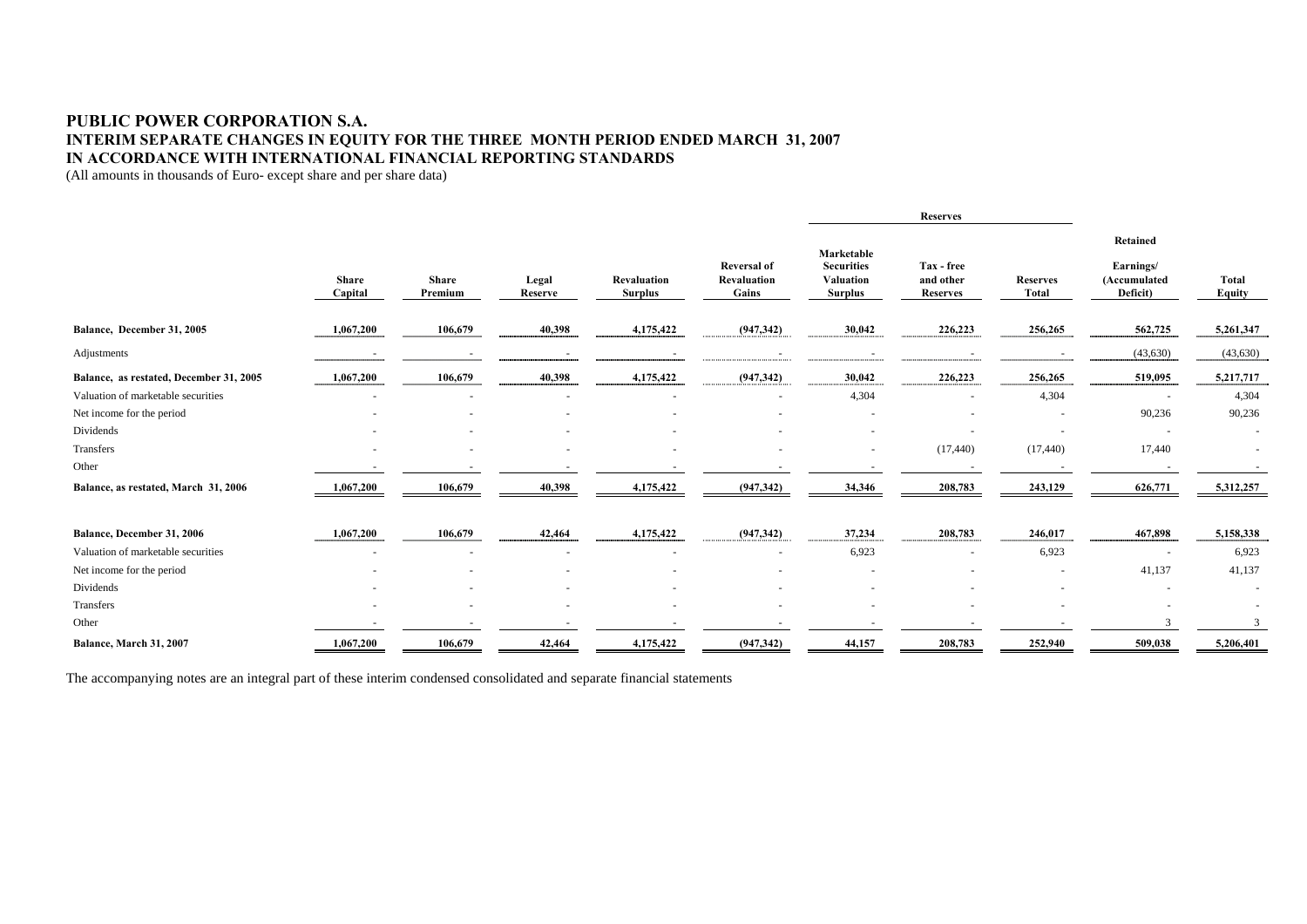# PUBLIC POWER CORPORATION S.A.
## INTERIM SEPARATE CHANGES IN EQUITY FOR THE THREE MONTH PERIOD ENDED MARCH 31, 2007
## IN ACCORDANCE WITH INTERNATIONAL FINANCIAL REPORTING STANDARDS

(All amounts in thousands of Euro- except share and per share data)

| | Share Capital | Share Premium | Legal Reserve | Revaluation Surplus | Reversal of Revaluation Gains | Reserves: Marketable Securities Valuation Surplus | Reserves: Tax - free and other Reserves | Reserves: Reserves Total | Retained Earnings/ (Accumulated Deficit) | Total Equity |
|---|---|---|---|---|---|---|---|---|---|---|
| **Balance, December 31, 2005** | **1,067,200** | **106,679** | **40,398** | **4,175,422** | **(947,342)** | **30,042** | **226,223** | **256,265** | **562,725** | **5,261,347** |
| Adjustments | - | - | - | - | - | - | - | - | (43,630) | (43,630) |
| **Balance, as restated, December 31, 2005** | **1,067,200** | **106,679** | **40,398** | **4,175,422** | **(947,342)** | **30,042** | **226,223** | **256,265** | **519,095** | **5,217,717** |
| Valuation of marketable securities | - | - | - | - | - | 4,304 | - | 4,304 | - | 4,304 |
| Net income for the period | - | - | - | - | - | - | - | - | 90,236 | 90,236 |
| Dividends | - | - | - | - | - | - | - | - | - | - |
| Transfers | - | - | - | - | - | - | (17,440) | (17,440) | 17,440 | - |
| Other | - | - | - | - | - | - | - | - | - | - |
| **Balance, as restated, March 31, 2006** | **1,067,200** | **106,679** | **40,398** | **4,175,422** | **(947,342)** | **34,346** | **208,783** | **243,129** | **626,771** | **5,312,257** |
| | | | | | | | | | | |
| **Balance, December 31, 2006** | **1,067,200** | **106,679** | **42,464** | **4,175,422** | **(947,342)** | **37,234** | **208,783** | **246,017** | **467,898** | **5,158,338** |
| Valuation of marketable securities | - | - | - | - | - | 6,923 | - | 6,923 | - | 6,923 |
| Net income for the period | - | - | - | - | - | - | - | - | 41,137 | 41,137 |
| Dividends | - | - | - | - | - | - | - | - | - | - |
| Transfers | - | - | - | - | - | - | - | - | - | - |
| Other | - | - | - | - | - | - | - | - | 3 | 3 |
| **Balance, March 31, 2007** | **1,067,200** | **106,679** | **42,464** | **4,175,422** | **(947,342)** | **44,157** | **208,783** | **252,940** | **509,038** | **5,206,401** |

The accompanying notes are an integral part of these interim condensed consolidated and separate financial statements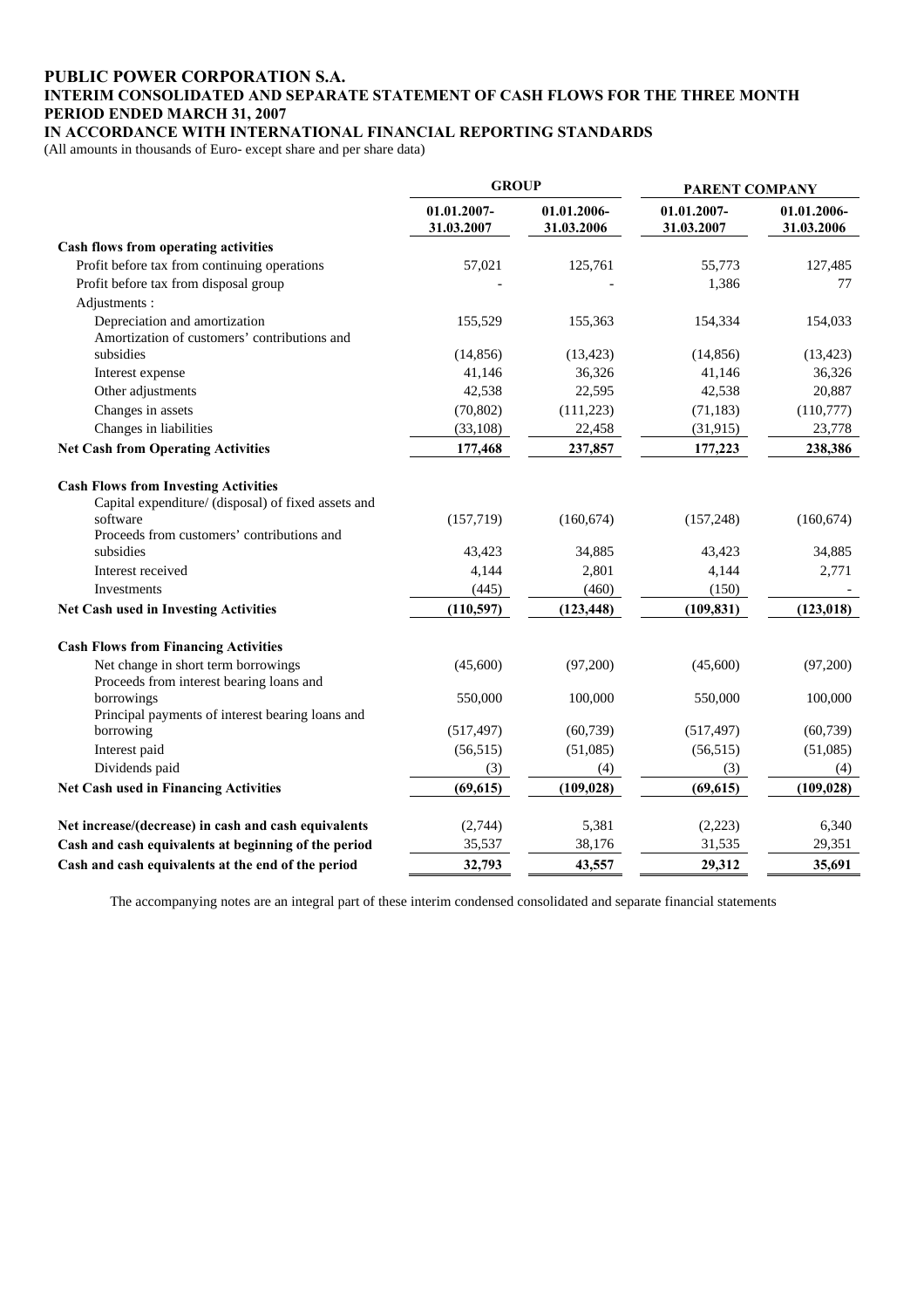# PUBLIC POWER CORPORATION S.A.

## INTERIM CONSOLIDATED AND SEPARATE STATEMENT OF CASH FLOWS FOR THE THREE MONTH PERIOD ENDED MARCH 31, 2007

## IN ACCORDANCE WITH INTERNATIONAL FINANCIAL REPORTING STANDARDS

(All amounts in thousands of Euro- except share and per share data)

| | GROUP | | PARENT COMPANY | |
|---|---|---|---|---|
| | 01.01.2007-31.03.2007 | 01.01.2006-31.03.2006 | 01.01.2007-31.03.2007 | 01.01.2006-31.03.2006 |
| **Cash flows from operating activities** | | | | |
| Profit before tax from continuing operations | 57,021 | 125,761 | 55,773 | 127,485 |
| Profit before tax from disposal group | - | - | 1,386 | 77 |
| Adjustments : | | | | |
| Depreciation and amortization | 155,529 | 155,363 | 154,334 | 154,033 |
| Amortization of customers' contributions and subsidies | (14,856) | (13,423) | (14,856) | (13,423) |
| Interest expense | 41,146 | 36,326 | 41,146 | 36,326 |
| Other adjustments | 42,538 | 22,595 | 42,538 | 20,887 |
| Changes in assets | (70,802) | (111,223) | (71,183) | (110,777) |
| Changes in liabilities | (33,108) | 22,458 | (31,915) | 23,778 |
| **Net Cash from Operating Activities** | **177,468** | **237,857** | **177,223** | **238,386** |
| **Cash Flows from Investing Activities** | | | | |
| Capital expenditure/ (disposal) of fixed assets and software | (157,719) | (160,674) | (157,248) | (160,674) |
| Proceeds from customers' contributions and subsidies | 43,423 | 34,885 | 43,423 | 34,885 |
| Interest received | 4,144 | 2,801 | 4,144 | 2,771 |
| Investments | (445) | (460) | (150) | - |
| **Net Cash used in Investing Activities** | **(110,597)** | **(123,448)** | **(109,831)** | **(123,018)** |
| **Cash Flows from Financing Activities** | | | | |
| Net change in short term borrowings | (45,600) | (97,200) | (45,600) | (97,200) |
| Proceeds from interest bearing loans and borrowings | 550,000 | 100,000 | 550,000 | 100,000 |
| Principal payments of interest bearing loans and borrowing | (517,497) | (60,739) | (517,497) | (60,739) |
| Interest paid | (56,515) | (51,085) | (56,515) | (51,085) |
| Dividends paid | (3) | (4) | (3) | (4) |
| **Net Cash used in Financing Activities** | **(69,615)** | **(109,028)** | **(69,615)** | **(109,028)** |
| **Net increase/(decrease) in cash and cash equivalents** | (2,744) | 5,381 | (2,223) | 6,340 |
| **Cash and cash equivalents at beginning of the period** | 35,537 | 38,176 | 31,535 | 29,351 |
| **Cash and cash equivalents at the end of the period** | **32,793** | **43,557** | **29,312** | **35,691** |

The accompanying notes are an integral part of these interim condensed consolidated and separate financial statements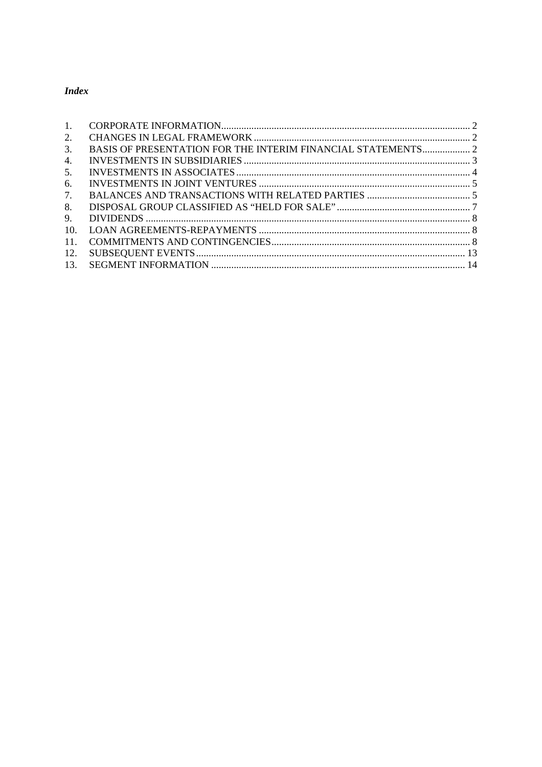***Index***

| | | |
|---|---|---|
| 1. | CORPORATE INFORMATION | 2 |
| 2. | CHANGES IN LEGAL FRAMEWORK | 2 |
| 3. | BASIS OF PRESENTATION FOR THE INTERIM FINANCIAL STATEMENTS | 2 |
| 4. | INVESTMENTS IN SUBSIDIARIES | 3 |
| 5. | INVESTMENTS IN ASSOCIATES | 4 |
| 6. | INVESTMENTS IN JOINT VENTURES | 5 |
| 7. | BALANCES AND TRANSACTIONS WITH RELATED PARTIES | 5 |
| 8. | DISPOSAL GROUP CLASSIFIED AS “HELD FOR SALE” | 7 |
| 9. | DIVIDENDS | 8 |
| 10. | LOAN AGREEMENTS-REPAYMENTS | 8 |
| 11. | COMMITMENTS AND CONTINGENCIES | 8 |
| 12. | SUBSEQUENT EVENTS | 13 |
| 13. | SEGMENT INFORMATION | 14 |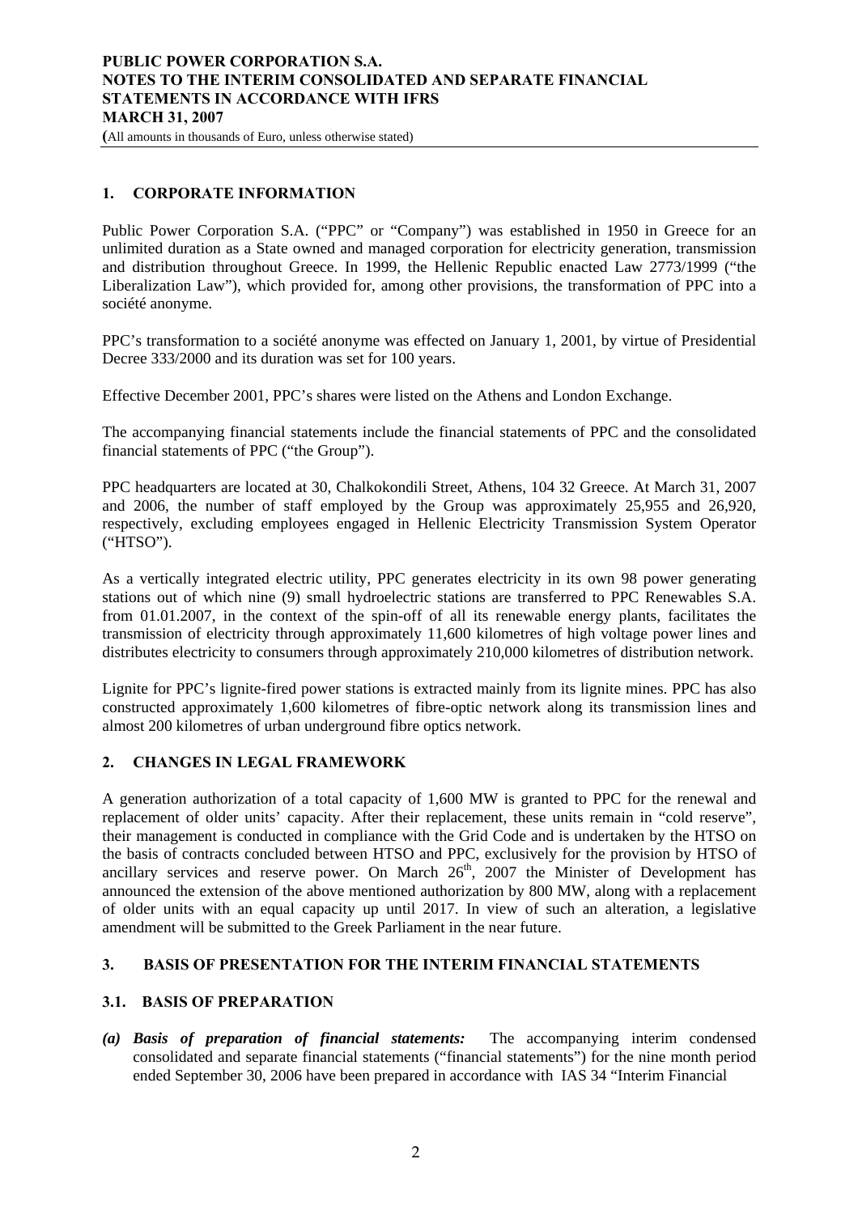## 1. CORPORATE INFORMATION

Public Power Corporation S.A. ("PPC" or "Company") was established in 1950 in Greece for an unlimited duration as a State owned and managed corporation for electricity generation, transmission and distribution throughout Greece. In 1999, the Hellenic Republic enacted Law 2773/1999 ("the Liberalization Law"), which provided for, among other provisions, the transformation of PPC into a société anonyme.

PPC's transformation to a société anonyme was effected on January 1, 2001, by virtue of Presidential Decree 333/2000 and its duration was set for 100 years.

Effective December 2001, PPC's shares were listed on the Athens and London Exchange.

The accompanying financial statements include the financial statements of PPC and the consolidated financial statements of PPC ("the Group").

PPC headquarters are located at 30, Chalkokondili Street, Athens, 104 32 Greece. At March 31, 2007 and 2006, the number of staff employed by the Group was approximately 25,955 and 26,920, respectively, excluding employees engaged in Hellenic Electricity Transmission System Operator ("HTSO").

As a vertically integrated electric utility, PPC generates electricity in its own 98 power generating stations out of which nine (9) small hydroelectric stations are transferred to PPC Renewables S.A. from 01.01.2007, in the context of the spin-off of all its renewable energy plants, facilitates the transmission of electricity through approximately 11,600 kilometres of high voltage power lines and distributes electricity to consumers through approximately 210,000 kilometres of distribution network.

Lignite for PPC's lignite-fired power stations is extracted mainly from its lignite mines. PPC has also constructed approximately 1,600 kilometres of fibre-optic network along its transmission lines and almost 200 kilometres of urban underground fibre optics network.

## 2. CHANGES IN LEGAL FRAMEWORK

A generation authorization of a total capacity of 1,600 MW is granted to PPC for the renewal and replacement of older units' capacity. After their replacement, these units remain in "cold reserve", their management is conducted in compliance with the Grid Code and is undertaken by the HTSO on the basis of contracts concluded between HTSO and PPC, exclusively for the provision by HTSO of ancillary services and reserve power. On March 26th, 2007 the Minister of Development has announced the extension of the above mentioned authorization by 800 MW, along with a replacement of older units with an equal capacity up until 2017. In view of such an alteration, a legislative amendment will be submitted to the Greek Parliament in the near future.

## 3. BASIS OF PRESENTATION FOR THE INTERIM FINANCIAL STATEMENTS

### 3.1. BASIS OF PREPARATION

*(a)* ***Basis of preparation of financial statements:*** The accompanying interim condensed consolidated and separate financial statements ("financial statements") for the nine month period ended September 30, 2006 have been prepared in accordance with IAS 34 "Interim Financial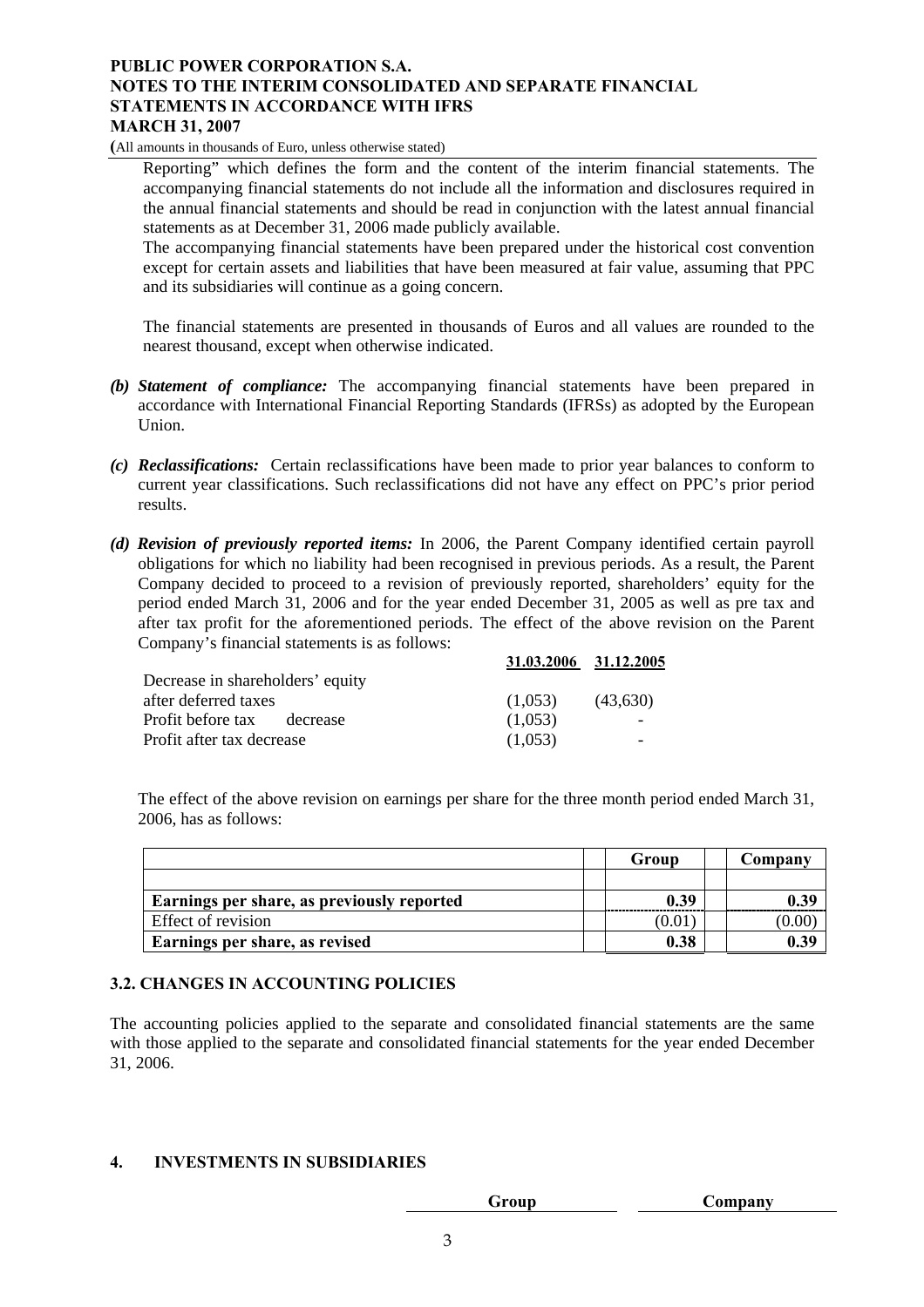Reporting" which defines the form and the content of the interim financial statements. The accompanying financial statements do not include all the information and disclosures required in the annual financial statements and should be read in conjunction with the latest annual financial statements as at December 31, 2006 made publicly available.

The accompanying financial statements have been prepared under the historical cost convention except for certain assets and liabilities that have been measured at fair value, assuming that PPC and its subsidiaries will continue as a going concern.

The financial statements are presented in thousands of Euros and all values are rounded to the nearest thousand, except when otherwise indicated.

*(b)* ***Statement of compliance:*** The accompanying financial statements have been prepared in accordance with International Financial Reporting Standards (IFRSs) as adopted by the European Union.

*(c)* ***Reclassifications:*** Certain reclassifications have been made to prior year balances to conform to current year classifications. Such reclassifications did not have any effect on PPC's prior period results.

*(d)* ***Revision of previously reported items:*** In 2006, the Parent Company identified certain payroll obligations for which no liability had been recognised in previous periods. As a result, the Parent Company decided to proceed to a revision of previously reported, shareholders' equity for the period ended March 31, 2006 and for the year ended December 31, 2005 as well as pre tax and after tax profit for the aforementioned periods. The effect of the above revision on the Parent Company's financial statements is as follows:

| | 31.03.2006 | 31.12.2005 |
|---|---|---|
| Decrease in shareholders' equity after deferred taxes | (1,053) | (43,630) |
| Profit before tax decrease | (1,053) | - |
| Profit after tax decrease | (1,053) | - |

The effect of the above revision on earnings per share for the three month period ended March 31, 2006, has as follows:

| | Group | Company |
|---|---|---|
| **Earnings per share, as previously reported** | **0.39** | **0.39** |
| Effect of revision | (0.01) | (0.00) |
| **Earnings per share, as revised** | **0.38** | **0.39** |

### 3.2. CHANGES IN ACCOUNTING POLICIES

The accounting policies applied to the separate and consolidated financial statements are the same with those applied to the separate and consolidated financial statements for the year ended December 31, 2006.

## 4. INVESTMENTS IN SUBSIDIARIES

| Group | Company |
|---|---|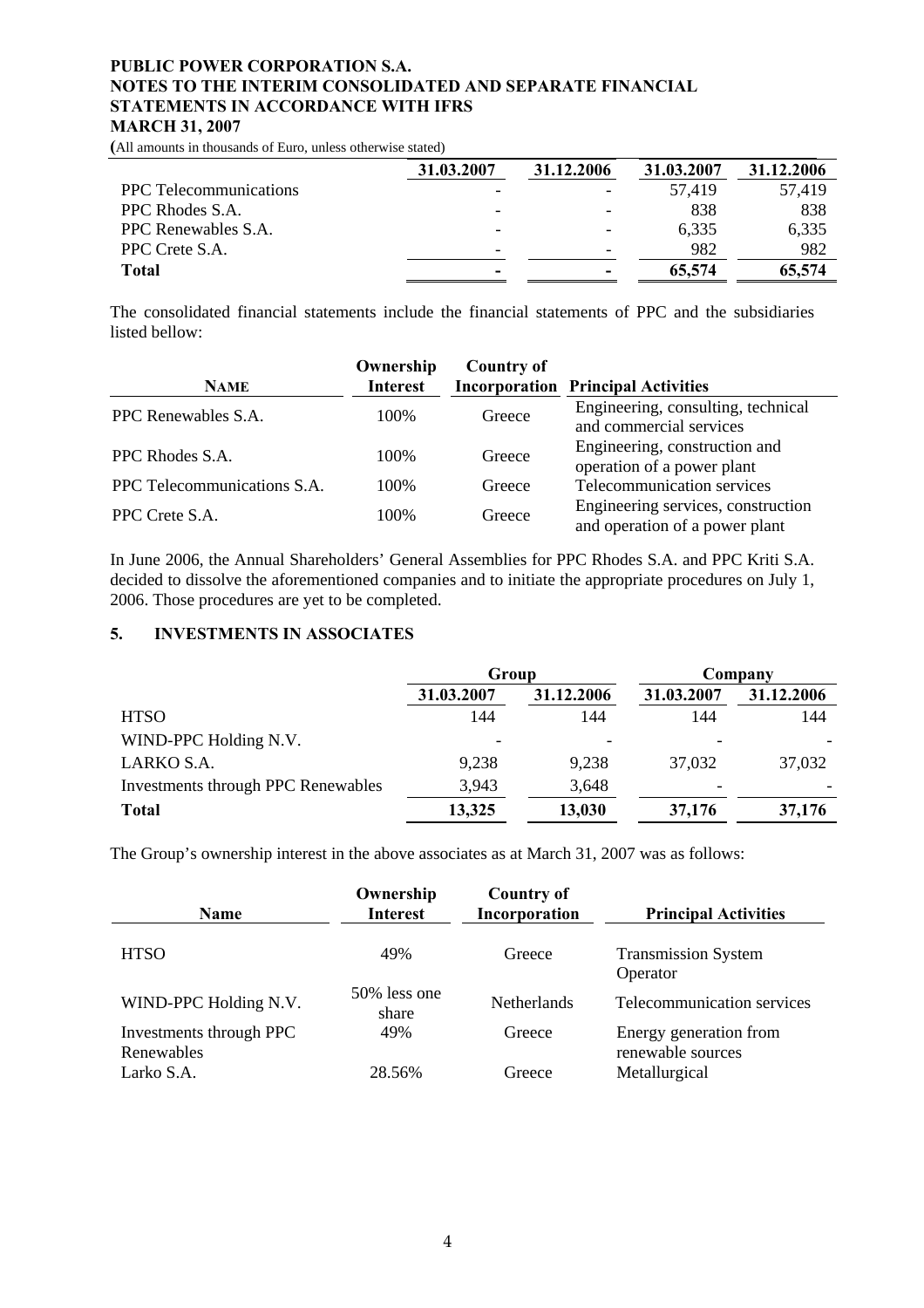| | 31.03.2007 | 31.12.2006 | 31.03.2007 | 31.12.2006 |
|---|---|---|---|---|
| PPC Telecommunications | - | - | 57,419 | 57,419 |
| PPC Rhodes S.A. | - | - | 838 | 838 |
| PPC Renewables S.A. | - | - | 6,335 | 6,335 |
| PPC Crete S.A. | - | - | 982 | 982 |
| **Total** | **-** | **-** | **65,574** | **65,574** |

The consolidated financial statements include the financial statements of PPC and the subsidiaries listed bellow:

| NAME | Ownership Interest | Country of Incorporation | Principal Activities |
|---|---|---|---|
| PPC Renewables S.A. | 100% | Greece | Engineering, consulting, technical and commercial services |
| PPC Rhodes S.A. | 100% | Greece | Engineering, construction and operation of a power plant |
| PPC Telecommunications S.A. | 100% | Greece | Telecommunication services |
| PPC Crete S.A. | 100% | Greece | Engineering services, construction and operation of a power plant |

In June 2006, the Annual Shareholders' General Assemblies for PPC Rhodes S.A. and PPC Kriti S.A. decided to dissolve the aforementioned companies and to initiate the appropriate procedures on July 1, 2006. Those procedures are yet to be completed.

## 5. INVESTMENTS IN ASSOCIATES

| | Group | | Company | |
|---|---|---|---|---|
| | 31.03.2007 | 31.12.2006 | 31.03.2007 | 31.12.2006 |
| HTSO | 144 | 144 | 144 | 144 |
| WIND-PPC Holding N.V. | - | - | - | - |
| LARKO S.A. | 9,238 | 9,238 | 37,032 | 37,032 |
| Investments through PPC Renewables | 3,943 | 3,648 | - | - |
| **Total** | **13,325** | **13,030** | **37,176** | **37,176** |

The Group's ownership interest in the above associates as at March 31, 2007 was as follows:

| Name | Ownership Interest | Country of Incorporation | Principal Activities |
|---|---|---|---|
| HTSO | 49% | Greece | Transmission System Operator |
| WIND-PPC Holding N.V. | 50% less one share | Netherlands | Telecommunication services |
| Investments through PPC Renewables | 49% | Greece | Energy generation from renewable sources |
| Larko S.A. | 28.56% | Greece | Metallurgical |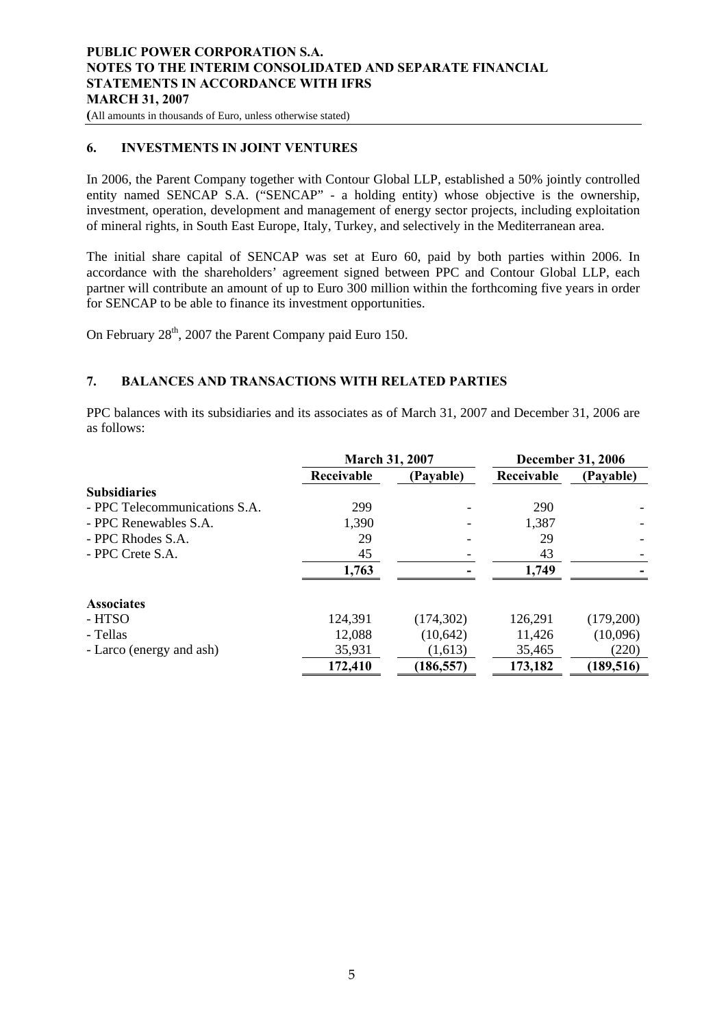## 6. INVESTMENTS IN JOINT VENTURES

In 2006, the Parent Company together with Contour Global LLP, established a 50% jointly controlled entity named SENCAP S.A. ("SENCAP" - a holding entity) whose objective is the ownership, investment, operation, development and management of energy sector projects, including exploitation of mineral rights, in South East Europe, Italy, Turkey, and selectively in the Mediterranean area.

The initial share capital of SENCAP was set at Euro 60, paid by both parties within 2006. In accordance with the shareholders' agreement signed between PPC and Contour Global LLP, each partner will contribute an amount of up to Euro 300 million within the forthcoming five years in order for SENCAP to be able to finance its investment opportunities.

On February 28th, 2007 the Parent Company paid Euro 150.

## 7. BALANCES AND TRANSACTIONS WITH RELATED PARTIES

PPC balances with its subsidiaries and its associates as of March 31, 2007 and December 31, 2006 are as follows:

| | March 31, 2007 | | December 31, 2006 | |
|---|---|---|---|---|
| | Receivable | (Payable) | Receivable | (Payable) |
| **Subsidiaries** | | | | |
| - PPC Telecommunications S.A. | 299 | - | 290 | - |
| - PPC Renewables S.A. | 1,390 | - | 1,387 | - |
| - PPC Rhodes S.A. | 29 | - | 29 | - |
| - PPC Crete S.A. | 45 | - | 43 | - |
| | **1,763** | **-** | **1,749** | **-** |
| **Associates** | | | | |
| - HTSO | 124,391 | (174,302) | 126,291 | (179,200) |
| - Tellas | 12,088 | (10,642) | 11,426 | (10,096) |
| - Larco (energy and ash) | 35,931 | (1,613) | 35,465 | (220) |
| | **172,410** | **(186,557)** | **173,182** | **(189,516)** |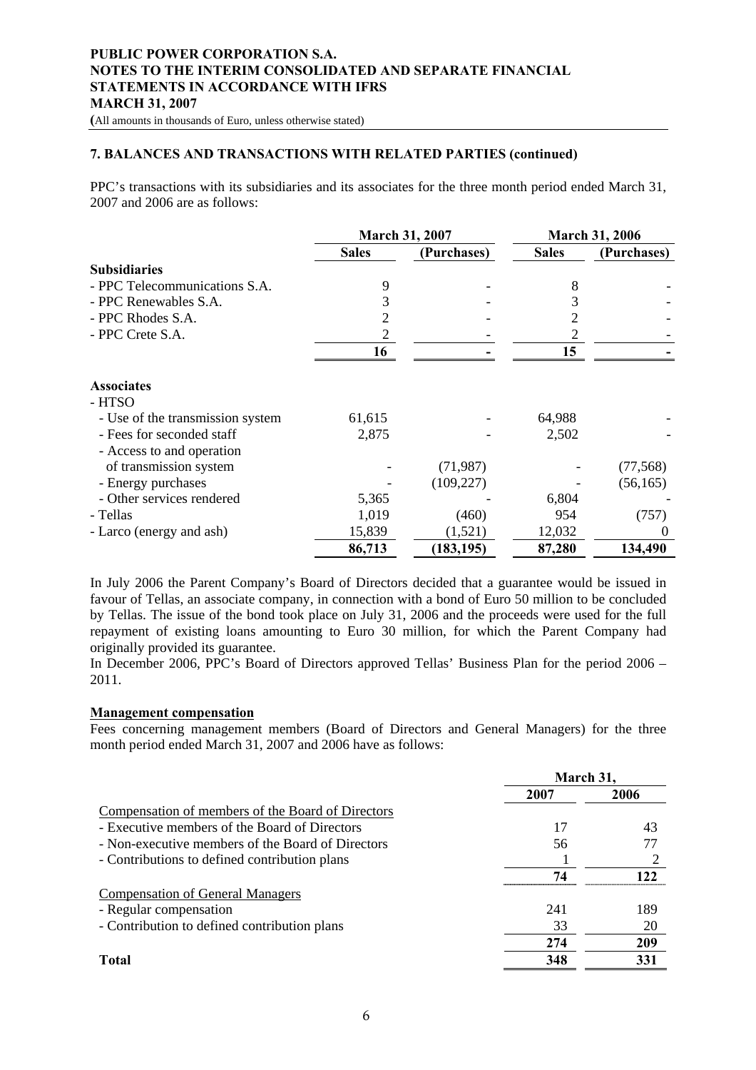## 7. BALANCES AND TRANSACTIONS WITH RELATED PARTIES (continued)

PPC's transactions with its subsidiaries and its associates for the three month period ended March 31, 2007 and 2006 are as follows:

| | March 31, 2007 | | March 31, 2006 | |
|---|---|---|---|---|
| | **Sales** | **(Purchases)** | **Sales** | **(Purchases)** |
| **Subsidiaries** | | | | |
| - PPC Telecommunications S.A. | 9 | - | 8 | - |
| - PPC Renewables S.A. | 3 | - | 3 | - |
| - PPC Rhodes S.A. | 2 | - | 2 | - |
| - PPC Crete S.A. | 2 | - | 2 | - |
| | **16** | **-** | **15** | **-** |
| **Associates** | | | | |
| - HTSO | | | | |
| - Use of the transmission system | 61,615 | - | 64,988 | - |
| - Fees for seconded staff | 2,875 | - | 2,502 | - |
| - Access to and operation of transmission system | - | (71,987) | - | (77,568) |
| - Energy purchases | - | (109,227) | - | (56,165) |
| - Other services rendered | 5,365 | - | 6,804 | - |
| - Tellas | 1,019 | (460) | 954 | (757) |
| - Larco (energy and ash) | 15,839 | (1,521) | 12,032 | 0 |
| | **86,713** | **(183,195)** | **87,280** | **134,490** |

In July 2006 the Parent Company's Board of Directors decided that a guarantee would be issued in favour of Tellas, an associate company, in connection with a bond of Euro 50 million to be concluded by Tellas. The issue of the bond took place on July 31, 2006 and the proceeds were used for the full repayment of existing loans amounting to Euro 30 million, for which the Parent Company had originally provided its guarantee.

In December 2006, PPC's Board of Directors approved Tellas' Business Plan for the period 2006 – 2011.

### Management compensation

Fees concerning management members (Board of Directors and General Managers) for the three month period ended March 31, 2007 and 2006 have as follows:

| | March 31, | |
|---|---|---|
| | **2007** | **2006** |
| Compensation of members of the Board of Directors | | |
| - Executive members of the Board of Directors | 17 | 43 |
| - Non-executive members of the Board of Directors | 56 | 77 |
| - Contributions to defined contribution plans | 1 | 2 |
| | **74** | **122** |
| Compensation of General Managers | | |
| - Regular compensation | 241 | 189 |
| - Contribution to defined contribution plans | 33 | 20 |
| | **274** | **209** |
| **Total** | **348** | **331** |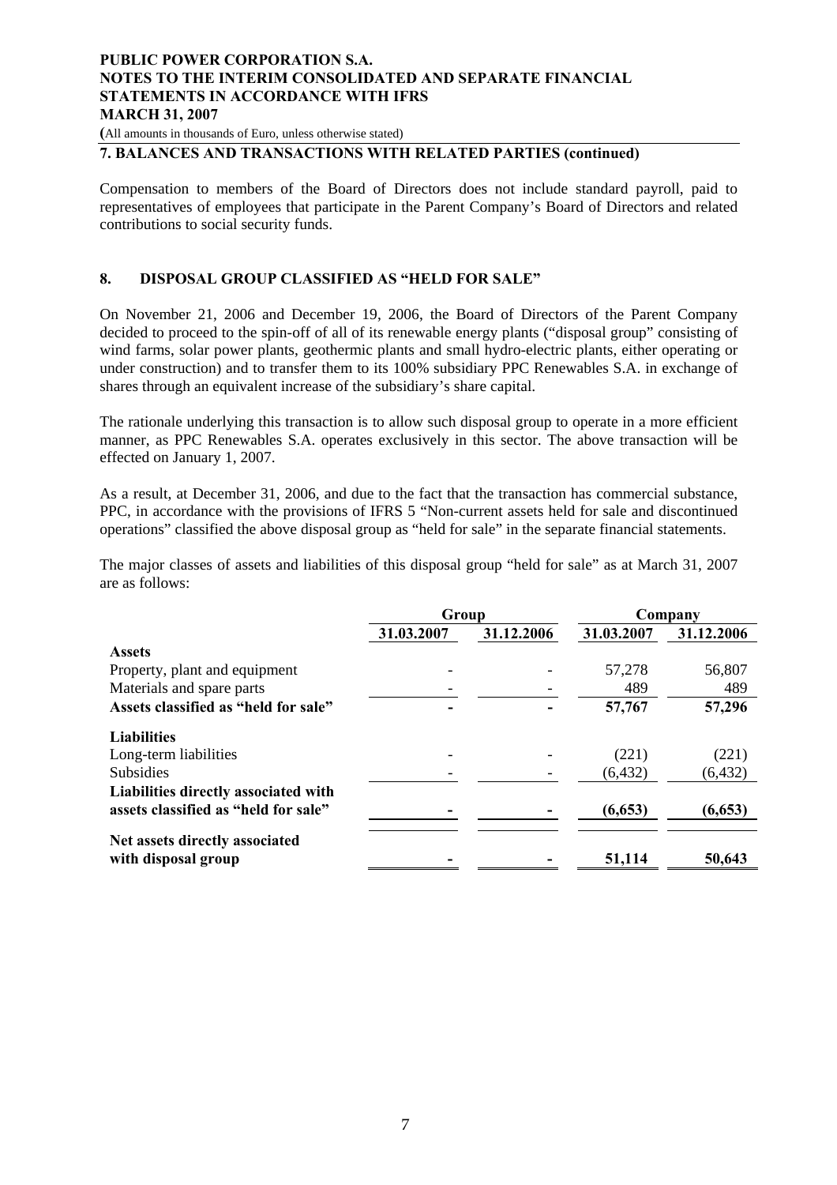**7. BALANCES AND TRANSACTIONS WITH RELATED PARTIES (continued)**

Compensation to members of the Board of Directors does not include standard payroll, paid to representatives of employees that participate in the Parent Company's Board of Directors and related contributions to social security funds.

## 8. DISPOSAL GROUP CLASSIFIED AS "HELD FOR SALE"

On November 21, 2006 and December 19, 2006, the Board of Directors of the Parent Company decided to proceed to the spin-off of all of its renewable energy plants ("disposal group" consisting of wind farms, solar power plants, geothermic plants and small hydro-electric plants, either operating or under construction) and to transfer them to its 100% subsidiary PPC Renewables S.A. in exchange of shares through an equivalent increase of the subsidiary's share capital.

The rationale underlying this transaction is to allow such disposal group to operate in a more efficient manner, as PPC Renewables S.A. operates exclusively in this sector. The above transaction will be effected on January 1, 2007.

As a result, at December 31, 2006, and due to the fact that the transaction has commercial substance, PPC, in accordance with the provisions of IFRS 5 "Non-current assets held for sale and discontinued operations" classified the above disposal group as "held for sale" in the separate financial statements.

The major classes of assets and liabilities of this disposal group "held for sale" as at March 31, 2007 are as follows:

| | Group | | Company | |
|---|---|---|---|---|
| | 31.03.2007 | 31.12.2006 | 31.03.2007 | 31.12.2006 |
| **Assets** | | | | |
| Property, plant and equipment | - | - | 57,278 | 56,807 |
| Materials and spare parts | - | - | 489 | 489 |
| **Assets classified as "held for sale"** | **-** | **-** | **57,767** | **57,296** |
| **Liabilities** | | | | |
| Long-term liabilities | - | - | (221) | (221) |
| Subsidies | - | - | (6,432) | (6,432) |
| **Liabilities directly associated with assets classified as "held for sale"** | **-** | **-** | **(6,653)** | **(6,653)** |
| **Net assets directly associated with disposal group** | **-** | **-** | **51,114** | **50,643** |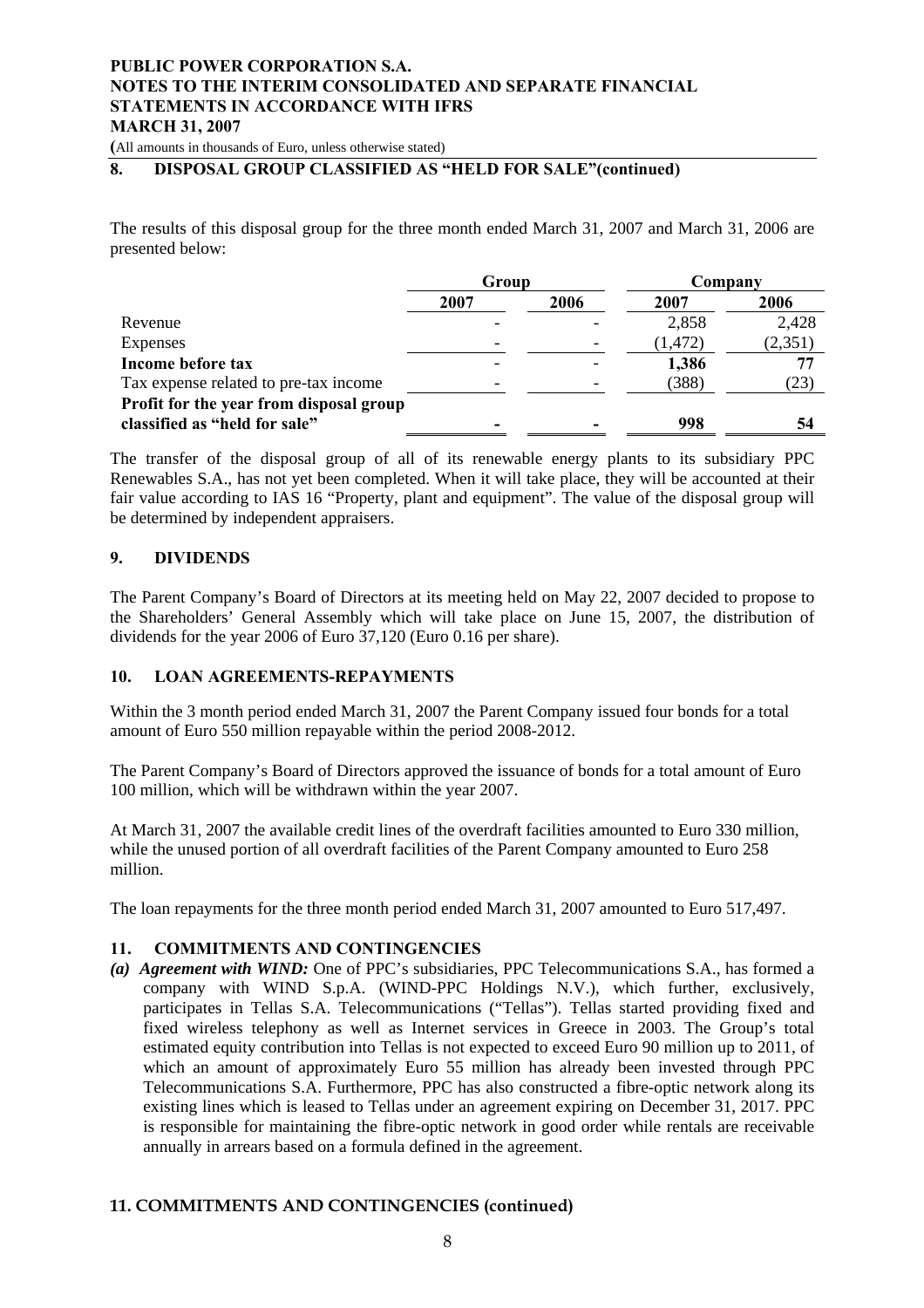## 8. DISPOSAL GROUP CLASSIFIED AS "HELD FOR SALE"(continued)

The results of this disposal group for the three month ended March 31, 2007 and March 31, 2006 are presented below:

| | Group | | Company | |
|---|---|---|---|---|
| | 2007 | 2006 | 2007 | 2006 |
| Revenue | - | - | 2,858 | 2,428 |
| Expenses | - | - | (1,472) | (2,351) |
| **Income before tax** | - | - | **1,386** | **77** |
| Tax expense related to pre-tax income | - | - | (388) | (23) |
| **Profit for the year from disposal group classified as "held for sale"** | **-** | **-** | **998** | **54** |

The transfer of the disposal group of all of its renewable energy plants to its subsidiary PPC Renewables S.A., has not yet been completed. When it will take place, they will be accounted at their fair value according to IAS 16 "Property, plant and equipment". The value of the disposal group will be determined by independent appraisers.

## 9. DIVIDENDS

The Parent Company's Board of Directors at its meeting held on May 22, 2007 decided to propose to the Shareholders' General Assembly which will take place on June 15, 2007, the distribution of dividends for the year 2006 of Euro 37,120 (Euro 0.16 per share).

## 10. LOAN AGREEMENTS-REPAYMENTS

Within the 3 month period ended March 31, 2007 the Parent Company issued four bonds for a total amount of Euro 550 million repayable within the period 2008-2012.

The Parent Company's Board of Directors approved the issuance of bonds for a total amount of Euro 100 million, which will be withdrawn within the year 2007.

At March 31, 2007 the available credit lines of the overdraft facilities amounted to Euro 330 million, while the unused portion of all overdraft facilities of the Parent Company amounted to Euro 258 million.

The loan repayments for the three month period ended March 31, 2007 amounted to Euro 517,497.

## 11. COMMITMENTS AND CONTINGENCIES

*(a)* ***Agreement with WIND:*** One of PPC's subsidiaries, PPC Telecommunications S.A., has formed a company with WIND S.p.A. (WIND-PPC Holdings N.V.), which further, exclusively, participates in Tellas S.A. Telecommunications ("Tellas"). Tellas started providing fixed and fixed wireless telephony as well as Internet services in Greece in 2003. The Group's total estimated equity contribution into Tellas is not expected to exceed Euro 90 million up to 2011, of which an amount of approximately Euro 55 million has already been invested through PPC Telecommunications S.A. Furthermore, PPC has also constructed a fibre-optic network along its existing lines which is leased to Tellas under an agreement expiring on December 31, 2017. PPC is responsible for maintaining the fibre-optic network in good order while rentals are receivable annually in arrears based on a formula defined in the agreement.

## 11. COMMITMENTS AND CONTINGENCIES (continued)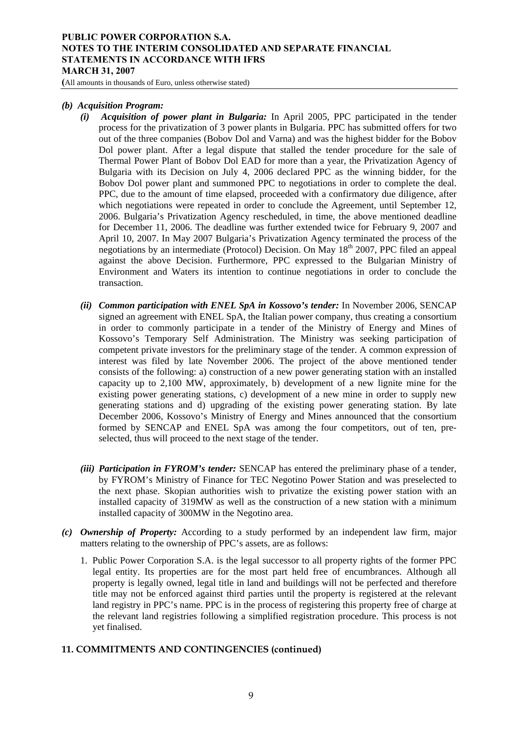*(b) Acquisition Program:*

*(i)* ***Acquisition of power plant in Bulgaria:*** In April 2005, PPC participated in the tender process for the privatization of 3 power plants in Bulgaria. PPC has submitted offers for two out of the three companies (Bobov Dol and Varna) and was the highest bidder for the Bobov Dol power plant. After a legal dispute that stalled the tender procedure for the sale of Thermal Power Plant of Bobov Dol EAD for more than a year, the Privatization Agency of Bulgaria with its Decision on July 4, 2006 declared PPC as the winning bidder, for the Bobov Dol power plant and summoned PPC to negotiations in order to complete the deal. PPC, due to the amount of time elapsed, proceeded with a confirmatory due diligence, after which negotiations were repeated in order to conclude the Agreement, until September 12, 2006. Bulgaria's Privatization Agency rescheduled, in time, the above mentioned deadline for December 11, 2006. The deadline was further extended twice for February 9, 2007 and April 10, 2007. In May 2007 Bulgaria's Privatization Agency terminated the process of the negotiations by an intermediate (Protocol) Decision. On May 18th 2007, PPC filed an appeal against the above Decision. Furthermore, PPC expressed to the Bulgarian Ministry of Environment and Waters its intention to continue negotiations in order to conclude the transaction.

*(ii)* ***Common participation with ENEL SpA in Kossovo's tender:*** In November 2006, SENCAP signed an agreement with ENEL SpA, the Italian power company, thus creating a consortium in order to commonly participate in a tender of the Ministry of Energy and Mines of Kossovo's Temporary Self Administration. The Ministry was seeking participation of competent private investors for the preliminary stage of the tender. A common expression of interest was filed by late November 2006. The project of the above mentioned tender consists of the following: a) construction of a new power generating station with an installed capacity up to 2,100 MW, approximately, b) development of a new lignite mine for the existing power generating stations, c) development of a new mine in order to supply new generating stations and d) upgrading of the existing power generating station. By late December 2006, Kossovo's Ministry of Energy and Mines announced that the consortium formed by SENCAP and ENEL SpA was among the four competitors, out of ten, pre-selected, thus will proceed to the next stage of the tender.

*(iii)* ***Participation in FYROM's tender:*** SENCAP has entered the preliminary phase of a tender, by FYROM's Ministry of Finance for TEC Negotino Power Station and was preselected to the next phase. Skopian authorities wish to privatize the existing power station with an installed capacity of 319MW as well as the construction of a new station with a minimum installed capacity of 300MW in the Negotino area.

***(c) Ownership of Property:*** According to a study performed by an independent law firm, major matters relating to the ownership of PPC's assets, are as follows:

1. Public Power Corporation S.A. is the legal successor to all property rights of the former PPC legal entity. Its properties are for the most part held free of encumbrances. Although all property is legally owned, legal title in land and buildings will not be perfected and therefore title may not be enforced against third parties until the property is registered at the relevant land registry in PPC's name. PPC is in the process of registering this property free of charge at the relevant land registries following a simplified registration procedure. This process is not yet finalised.

## 11. COMMITMENTS AND CONTINGENCIES (continued)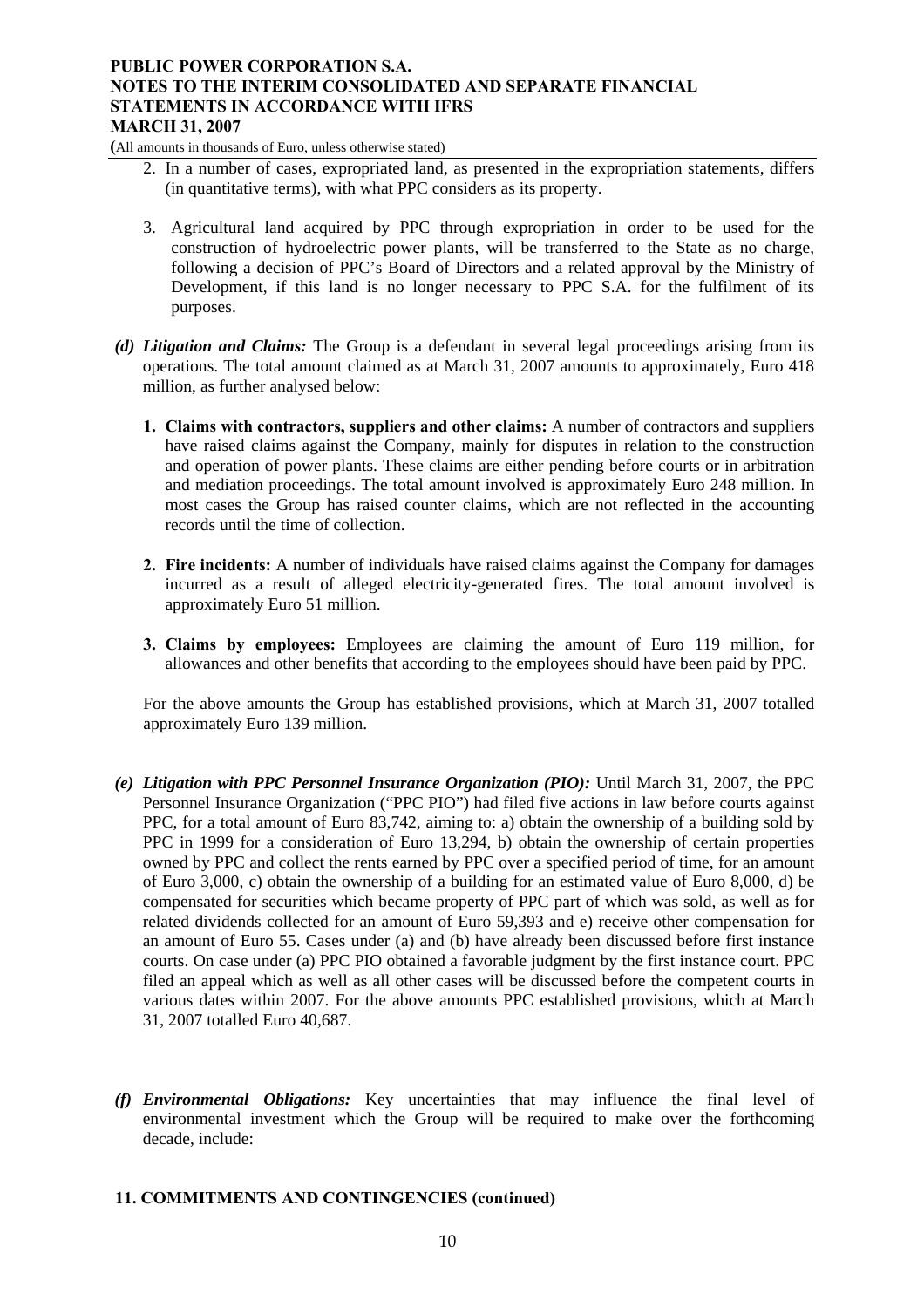2. In a number of cases, expropriated land, as presented in the expropriation statements, differs (in quantitative terms), with what PPC considers as its property.

3. Agricultural land acquired by PPC through expropriation in order to be used for the construction of hydroelectric power plants, will be transferred to the State as no charge, following a decision of PPC's Board of Directors and a related approval by the Ministry of Development, if this land is no longer necessary to PPC S.A. for the fulfilment of its purposes.

*(d)* ***Litigation and Claims:*** The Group is a defendant in several legal proceedings arising from its operations. The total amount claimed as at March 31, 2007 amounts to approximately, Euro 418 million, as further analysed below:

1. **Claims with contractors, suppliers and other claims:** A number of contractors and suppliers have raised claims against the Company, mainly for disputes in relation to the construction and operation of power plants. These claims are either pending before courts or in arbitration and mediation proceedings. The total amount involved is approximately Euro 248 million. In most cases the Group has raised counter claims, which are not reflected in the accounting records until the time of collection.

2. **Fire incidents:** A number of individuals have raised claims against the Company for damages incurred as a result of alleged electricity-generated fires. The total amount involved is approximately Euro 51 million.

3. **Claims by employees:** Employees are claiming the amount of Euro 119 million, for allowances and other benefits that according to the employees should have been paid by PPC.

For the above amounts the Group has established provisions, which at March 31, 2007 totalled approximately Euro 139 million.

*(e)* ***Litigation with PPC Personnel Insurance Organization (PIO):*** Until March 31, 2007, the PPC Personnel Insurance Organization ("PPC PIO") had filed five actions in law before courts against PPC, for a total amount of Euro 83,742, aiming to: a) obtain the ownership of a building sold by PPC in 1999 for a consideration of Euro 13,294, b) obtain the ownership of certain properties owned by PPC and collect the rents earned by PPC over a specified period of time, for an amount of Euro 3,000, c) obtain the ownership of a building for an estimated value of Euro 8,000, d) be compensated for securities which became property of PPC part of which was sold, as well as for related dividends collected for an amount of Euro 59,393 and e) receive other compensation for an amount of Euro 55. Cases under (a) and (b) have already been discussed before first instance courts. On case under (a) PPC PIO obtained a favorable judgment by the first instance court. PPC filed an appeal which as well as all other cases will be discussed before the competent courts in various dates within 2007. For the above amounts PPC established provisions, which at March 31, 2007 totalled Euro 40,687.

*(f)* ***Environmental Obligations:*** Key uncertainties that may influence the final level of environmental investment which the Group will be required to make over the forthcoming decade, include:

**11. COMMITMENTS AND CONTINGENCIES (continued)**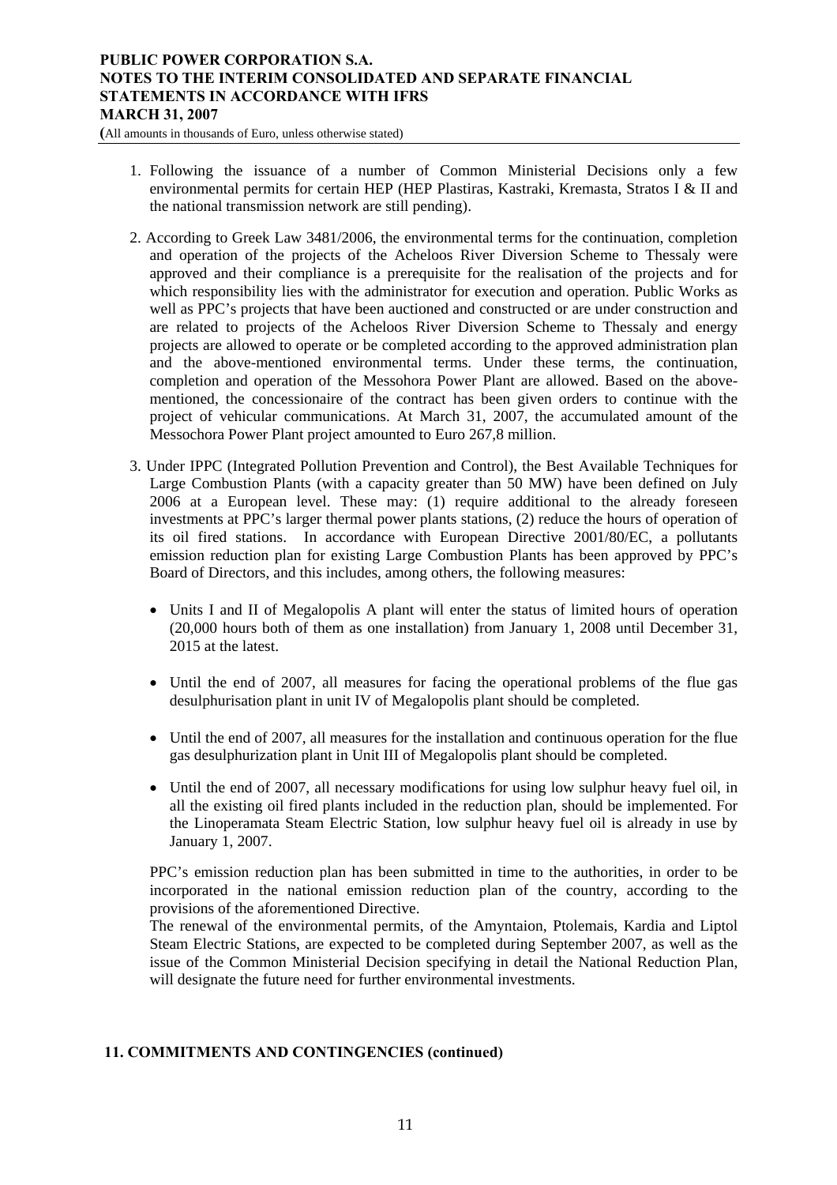1. Following the issuance of a number of Common Ministerial Decisions only a few environmental permits for certain HEP (HEP Plastiras, Kastraki, Kremasta, Stratos I & II and the national transmission network are still pending).

2. According to Greek Law 3481/2006, the environmental terms for the continuation, completion and operation of the projects of the Acheloos River Diversion Scheme to Thessaly were approved and their compliance is a prerequisite for the realisation of the projects and for which responsibility lies with the administrator for execution and operation. Public Works as well as PPC's projects that have been auctioned and constructed or are under construction and are related to projects of the Acheloos River Diversion Scheme to Thessaly and energy projects are allowed to operate or be completed according to the approved administration plan and the above-mentioned environmental terms. Under these terms, the continuation, completion and operation of the Messohora Power Plant are allowed. Based on the above-mentioned, the concessionaire of the contract has been given orders to continue with the project of vehicular communications. At March 31, 2007, the accumulated amount of the Messochora Power Plant project amounted to Euro 267,8 million.

3. Under IPPC (Integrated Pollution Prevention and Control), the Best Available Techniques for Large Combustion Plants (with a capacity greater than 50 MW) have been defined on July 2006 at a European level. These may: (1) require additional to the already foreseen investments at PPC's larger thermal power plants stations, (2) reduce the hours of operation of its oil fired stations. In accordance with European Directive 2001/80/EC, a pollutants emission reduction plan for existing Large Combustion Plants has been approved by PPC's Board of Directors, and this includes, among others, the following measures:

   - Units I and II of Megalopolis A plant will enter the status of limited hours of operation (20,000 hours both of them as one installation) from January 1, 2008 until December 31, 2015 at the latest.
   - Until the end of 2007, all measures for facing the operational problems of the flue gas desulphurisation plant in unit IV of Megalopolis plant should be completed.
   - Until the end of 2007, all measures for the installation and continuous operation for the flue gas desulphurization plant in Unit III of Megalopolis plant should be completed.
   - Until the end of 2007, all necessary modifications for using low sulphur heavy fuel oil, in all the existing oil fired plants included in the reduction plan, should be implemented. For the Linoperamata Steam Electric Station, low sulphur heavy fuel oil is already in use by January 1, 2007.

   PPC's emission reduction plan has been submitted in time to the authorities, in order to be incorporated in the national emission reduction plan of the country, according to the provisions of the aforementioned Directive.
   The renewal of the environmental permits, of the Amyntaion, Ptolemais, Kardia and Liptol Steam Electric Stations, are expected to be completed during September 2007, as well as the issue of the Common Ministerial Decision specifying in detail the National Reduction Plan, will designate the future need for further environmental investments.

## 11. COMMITMENTS AND CONTINGENCIES (continued)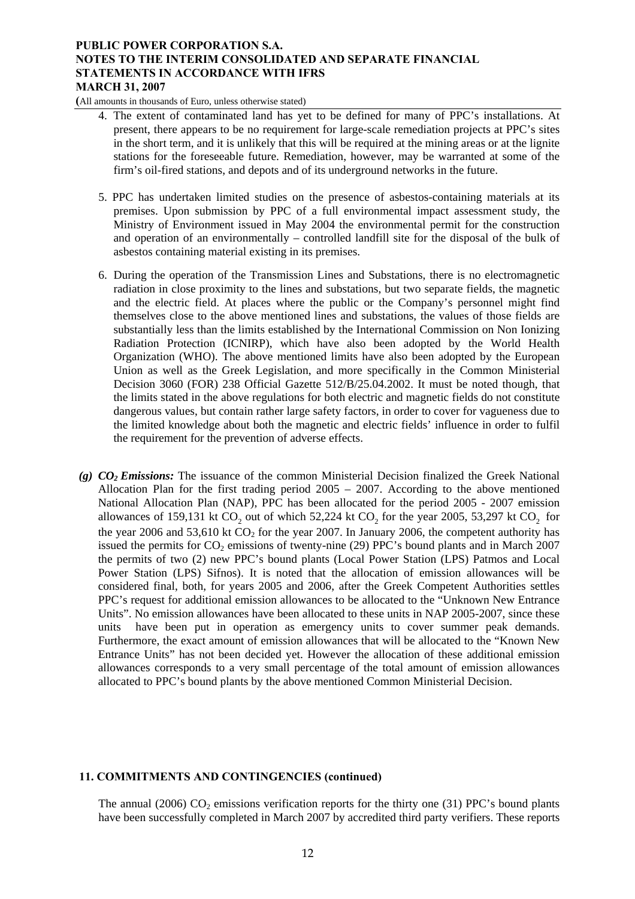4. The extent of contaminated land has yet to be defined for many of PPC's installations. At present, there appears to be no requirement for large-scale remediation projects at PPC's sites in the short term, and it is unlikely that this will be required at the mining areas or at the lignite stations for the foreseeable future. Remediation, however, may be warranted at some of the firm's oil-fired stations, and depots and of its underground networks in the future.

5. PPC has undertaken limited studies on the presence of asbestos-containing materials at its premises. Upon submission by PPC of a full environmental impact assessment study, the Ministry of Environment issued in May 2004 the environmental permit for the construction and operation of an environmentally – controlled landfill site for the disposal of the bulk of asbestos containing material existing in its premises.

6. During the operation of the Transmission Lines and Substations, there is no electromagnetic radiation in close proximity to the lines and substations, but two separate fields, the magnetic and the electric field. At places where the public or the Company's personnel might find themselves close to the above mentioned lines and substations, the values of those fields are substantially less than the limits established by the International Commission on Non Ionizing Radiation Protection (ICNIRP), which have also been adopted by the World Health Organization (WHO). The above mentioned limits have also been adopted by the European Union as well as the Greek Legislation, and more specifically in the Common Ministerial Decision 3060 (FOR) 238 Official Gazette 512/B/25.04.2002. It must be noted though, that the limits stated in the above regulations for both electric and magnetic fields do not constitute dangerous values, but contain rather large safety factors, in order to cover for vagueness due to the limited knowledge about both the magnetic and electric fields' influence in order to fulfil the requirement for the prevention of adverse effects.

*(g)* ***$CO_2$ Emissions:*** The issuance of the common Ministerial Decision finalized the Greek National Allocation Plan for the first trading period 2005 – 2007. According to the above mentioned National Allocation Plan (NAP), PPC has been allocated for the period 2005 - 2007 emission allowances of 159,131 kt $CO_2$ out of which 52,224 kt $CO_2$ for the year 2005, 53,297 kt $CO_2$ for the year 2006 and 53,610 kt $CO_2$ for the year 2007. In January 2006, the competent authority has issued the permits for $CO_2$ emissions of twenty-nine (29) PPC's bound plants and in March 2007 the permits of two (2) new PPC's bound plants (Local Power Station (LPS) Patmos and Local Power Station (LPS) Sifnos). It is noted that the allocation of emission allowances will be considered final, both, for years 2005 and 2006, after the Greek Competent Authorities settles PPC's request for additional emission allowances to be allocated to the "Unknown New Entrance Units". No emission allowances have been allocated to these units in NAP 2005-2007, since these units have been put in operation as emergency units to cover summer peak demands. Furthermore, the exact amount of emission allowances that will be allocated to the "Known New Entrance Units" has not been decided yet. However the allocation of these additional emission allowances corresponds to a very small percentage of the total amount of emission allowances allocated to PPC's bound plants by the above mentioned Common Ministerial Decision.

## 11. COMMITMENTS AND CONTINGENCIES (continued)

The annual (2006) $CO_2$ emissions verification reports for the thirty one (31) PPC's bound plants have been successfully completed in March 2007 by accredited third party verifiers. These reports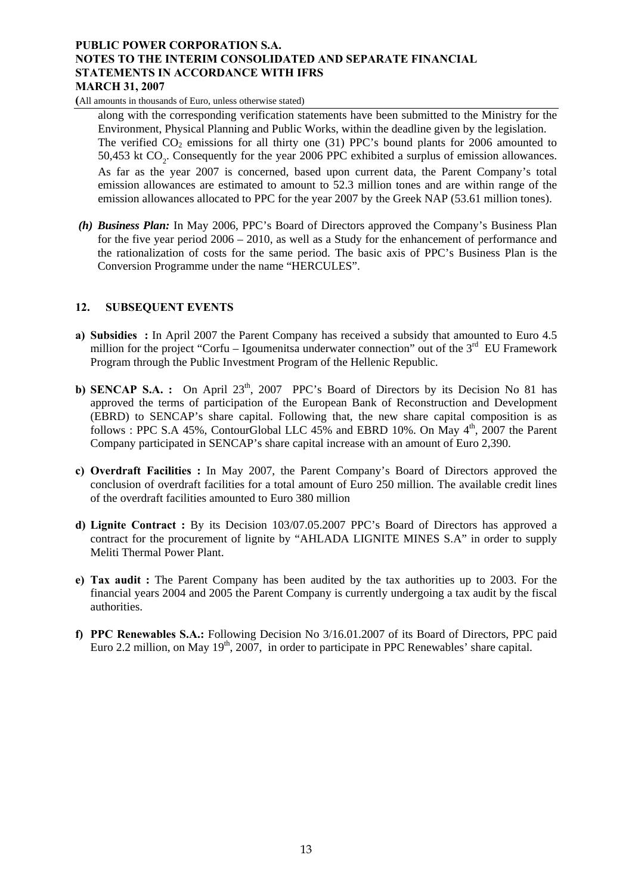along with the corresponding verification statements have been submitted to the Ministry for the Environment, Physical Planning and Public Works, within the deadline given by the legislation. The verified $CO_2$ emissions for all thirty one (31) PPC's bound plants for 2006 amounted to 50,453 kt $CO_2$. Consequently for the year 2006 PPC exhibited a surplus of emission allowances. As far as the year 2007 is concerned, based upon current data, the Parent Company's total emission allowances are estimated to amount to 52.3 million tones and are within range of the emission allowances allocated to PPC for the year 2007 by the Greek NAP (53.61 million tones).

*(h)* ***Business Plan:*** In May 2006, PPC's Board of Directors approved the Company's Business Plan for the five year period 2006 – 2010, as well as a Study for the enhancement of performance and the rationalization of costs for the same period. The basic axis of PPC's Business Plan is the Conversion Programme under the name "HERCULES".

## 12. SUBSEQUENT EVENTS

**a) Subsidies :** In April 2007 the Parent Company has received a subsidy that amounted to Euro 4.5 million for the project "Corfu – Igoumenitsa underwater connection" out of the 3rd EU Framework Program through the Public Investment Program of the Hellenic Republic.

**b) SENCAP S.A. :** On April 23th, 2007 PPC's Board of Directors by its Decision No 81 has approved the terms of participation of the European Bank of Reconstruction and Development (EBRD) to SENCAP's share capital. Following that, the new share capital composition is as follows : PPC S.A 45%, ContourGlobal LLC 45% and EBRD 10%. On May 4th, 2007 the Parent Company participated in SENCAP's share capital increase with an amount of Euro 2,390.

**c) Overdraft Facilities :** In May 2007, the Parent Company's Board of Directors approved the conclusion of overdraft facilities for a total amount of Euro 250 million. The available credit lines of the overdraft facilities amounted to Euro 380 million

**d) Lignite Contract :** By its Decision 103/07.05.2007 PPC's Board of Directors has approved a contract for the procurement of lignite by "AHLADA LIGNITE MINES S.A" in order to supply Meliti Thermal Power Plant.

**e) Tax audit :** The Parent Company has been audited by the tax authorities up to 2003. For the financial years 2004 and 2005 the Parent Company is currently undergoing a tax audit by the fiscal authorities.

**f) PPC Renewables S.A.:** Following Decision No 3/16.01.2007 of its Board of Directors, PPC paid Euro 2.2 million, on May 19th, 2007, in order to participate in PPC Renewables' share capital.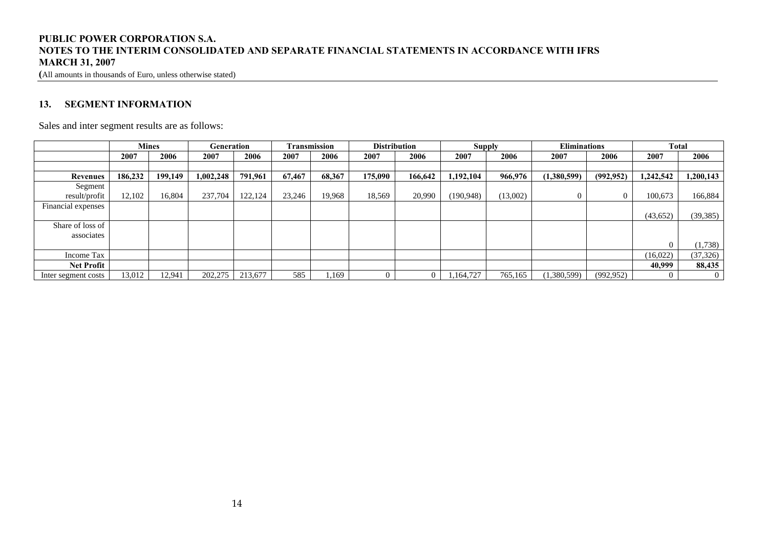## 13. SEGMENT INFORMATION

Sales and inter segment results are as follows:

| | Mines | | Generation | | Transmission | | Distribution | | Supply | | Eliminations | | Total | |
|---|---|---|---|---|---|---|---|---|---|---|---|---|---|---|
| | 2007 | 2006 | 2007 | 2006 | 2007 | 2006 | 2007 | 2006 | 2007 | 2006 | 2007 | 2006 | 2007 | 2006 |
| **Revenues** | **186,232** | **199,149** | **1,002,248** | **791,961** | **67,467** | **68,367** | **175,090** | **166,642** | **1,192,104** | **966,976** | **(1,380,599)** | **(992,952)** | **1,242,542** | **1,200,143** |
| Segment result/profit | 12,102 | 16,804 | 237,704 | 122,124 | 23,246 | 19,968 | 18,569 | 20,990 | (190,948) | (13,002) | 0 | 0 | 100,673 | 166,884 |
| Financial expenses | | | | | | | | | | | | | (43,652) | (39,385) |
| Share of loss of associates | | | | | | | | | | | | | 0 | (1,738) |
| Income Tax | | | | | | | | | | | | | (16,022) | (37,326) |
| **Net Profit** | | | | | | | | | | | | | **40,999** | **88,435** |
| Inter segment costs | 13,012 | 12,941 | 202,275 | 213,677 | 585 | 1,169 | 0 | 0 | 1,164,727 | 765,165 | (1,380,599) | (992,952) | 0 | 0 |